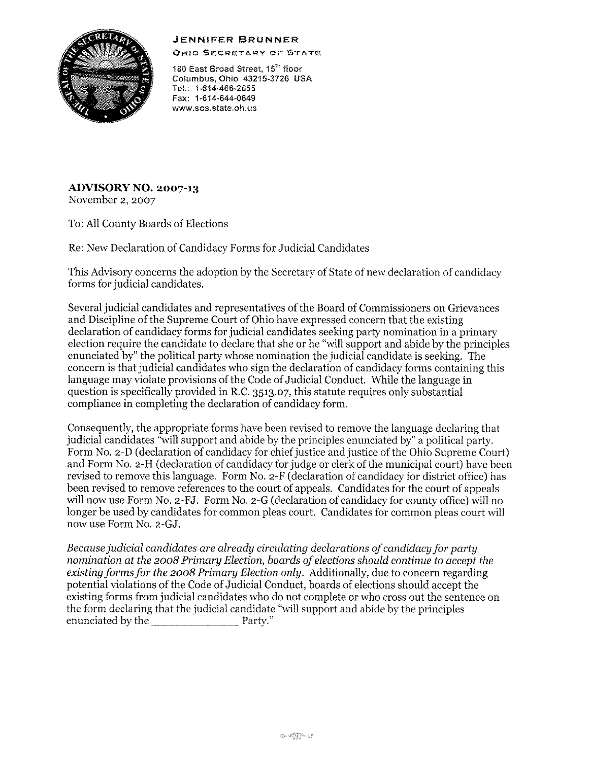**JENNIFER BRUNNER**
OHIO SECRETARY OF STATE

180 East Broad Street, 15th floor
Columbus, Ohio 43215-3726 USA
Tel.: 1-614-466-2655
Fax: 1-614-644-0649
www.sos.state.oh.us

**ADVISORY NO. 2007-13**
November 2, 2007

To: All County Boards of Elections

Re: New Declaration of Candidacy Forms for Judicial Candidates

This Advisory concerns the adoption by the Secretary of State of new declaration of candidacy forms for judicial candidates.

Several judicial candidates and representatives of the Board of Commissioners on Grievances and Discipline of the Supreme Court of Ohio have expressed concern that the existing declaration of candidacy forms for judicial candidates seeking party nomination in a primary election require the candidate to declare that she or he "will support and abide by the principles enunciated by" the political party whose nomination the judicial candidate is seeking. The concern is that judicial candidates who sign the declaration of candidacy forms containing this language may violate provisions of the Code of Judicial Conduct. While the language in question is specifically provided in R.C. 3513.07, this statute requires only substantial compliance in completing the declaration of candidacy form.

Consequently, the appropriate forms have been revised to remove the language declaring that judicial candidates "will support and abide by the principles enunciated by" a political party. Form No. 2-D (declaration of candidacy for chief justice and justice of the Ohio Supreme Court) and Form No. 2-H (declaration of candidacy for judge or clerk of the municipal court) have been revised to remove this language. Form No. 2-F (declaration of candidacy for district office) has been revised to remove references to the court of appeals. Candidates for the court of appeals will now use Form No. 2-FJ. Form No. 2-G (declaration of candidacy for county office) will no longer be used by candidates for common pleas court. Candidates for common pleas court will now use Form No. 2-GJ.

*Because judicial candidates are already circulating declarations of candidacy for party nomination at the 2008 Primary Election, boards of elections should continue to accept the existing forms for the 2008 Primary Election only.* Additionally, due to concern regarding potential violations of the Code of Judicial Conduct, boards of elections should accept the existing forms from judicial candidates who do not complete or who cross out the sentence on the form declaring that the judicial candidate "will support and abide by the principles enunciated by the _______________ Party."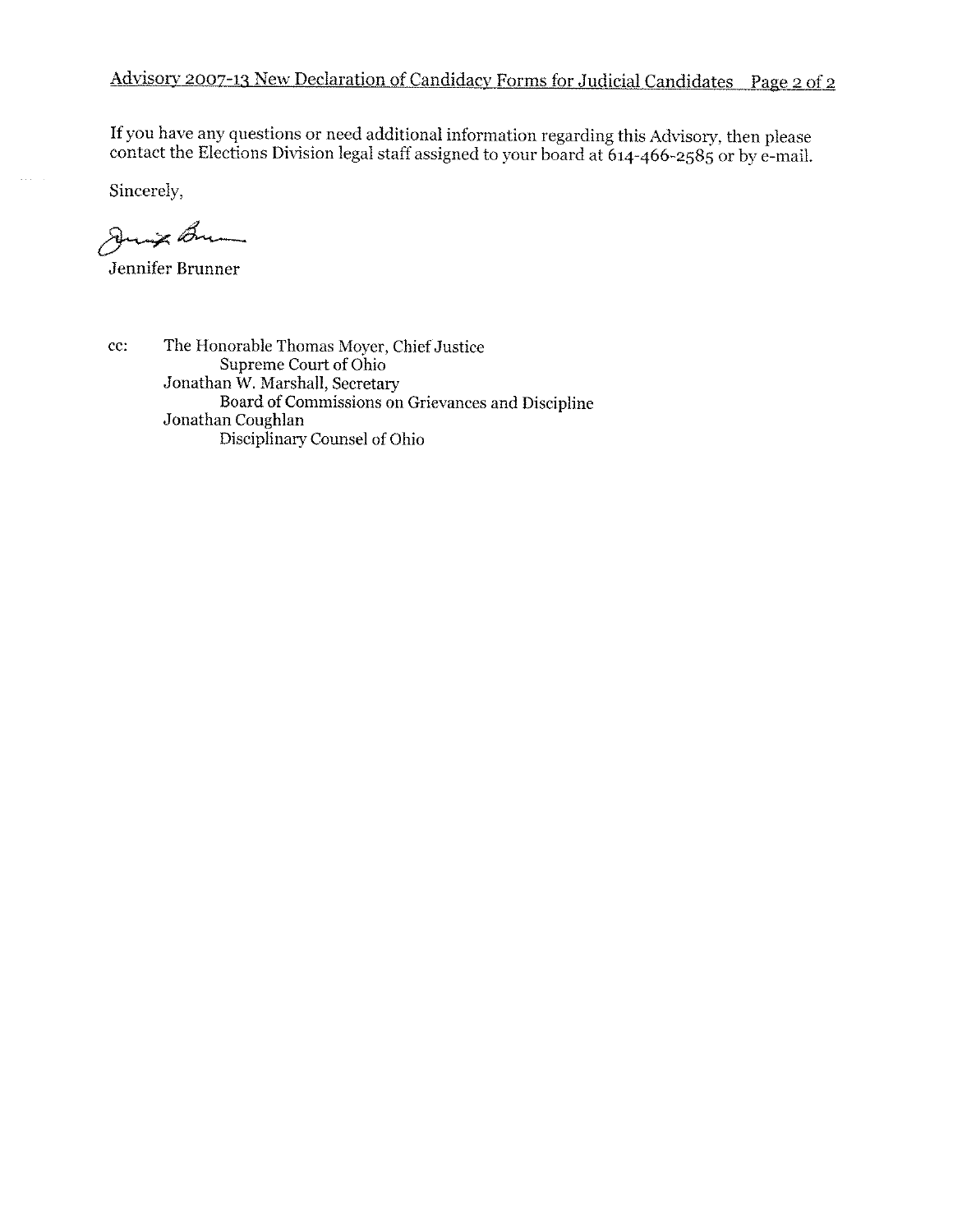If you have any questions or need additional information regarding this Advisory, then please contact the Elections Division legal staff assigned to your board at 614-466-2585 or by e-mail.

Sincerely,

Jennifer Brunner

cc: The Honorable Thomas Moyer, Chief Justice
  Supreme Court of Ohio
 Jonathan W. Marshall, Secretary
  Board of Commissions on Grievances and Discipline
 Jonathan Coughlan
  Disciplinary Counsel of Ohio